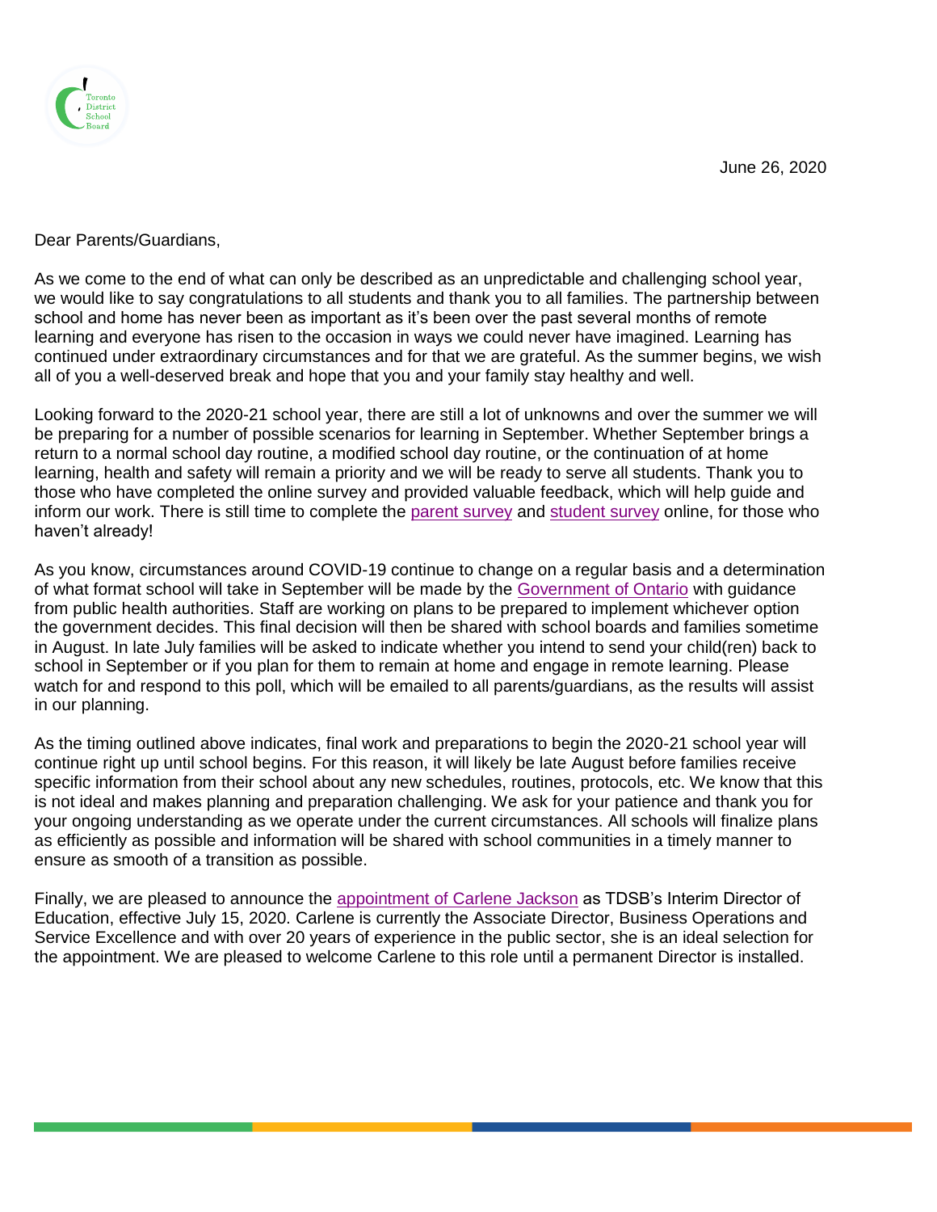June 26, 2020

Dear Parents/Guardians,

As we come to the end of what can only be described as an unpredictable and challenging school year, we would like to say congratulations to all students and thank you to all families. The partnership between school and home has never been as important as it's been over the past several months of remote learning and everyone has risen to the occasion in ways we could never have imagined. Learning has continued under extraordinary circumstances and for that we are grateful. As the summer begins, we wish all of you a well-deserved break and hope that you and your family stay healthy and well.

Looking forward to the 2020-21 school year, there are still a lot of unknowns and over the summer we will be preparing for a number of possible scenarios for learning in September. Whether September brings a return to a normal school day routine, a modified school day routine, or the continuation of at home learning, health and safety will remain a priority and we will be ready to serve all students. Thank you to those who have completed the online survey and provided valuable feedback, which will help guide and inform our work. There is still time to complete the parent survey and student survey online, for those who haven't already!

As you know, circumstances around COVID-19 continue to change on a regular basis and a determination of what format school will take in September will be made by the Government of Ontario with guidance from public health authorities. Staff are working on plans to be prepared to implement whichever option the government decides. This final decision will then be shared with school boards and families sometime in August. In late July families will be asked to indicate whether you intend to send your child(ren) back to school in September or if you plan for them to remain at home and engage in remote learning. Please watch for and respond to this poll, which will be emailed to all parents/guardians, as the results will assist in our planning.

As the timing outlined above indicates, final work and preparations to begin the 2020-21 school year will continue right up until school begins. For this reason, it will likely be late August before families receive specific information from their school about any new schedules, routines, protocols, etc. We know that this is not ideal and makes planning and preparation challenging. We ask for your patience and thank you for your ongoing understanding as we operate under the current circumstances. All schools will finalize plans as efficiently as possible and information will be shared with school communities in a timely manner to ensure as smooth of a transition as possible.

Finally, we are pleased to announce the appointment of Carlene Jackson as TDSB's Interim Director of Education, effective July 15, 2020. Carlene is currently the Associate Director, Business Operations and Service Excellence and with over 20 years of experience in the public sector, she is an ideal selection for the appointment. We are pleased to welcome Carlene to this role until a permanent Director is installed.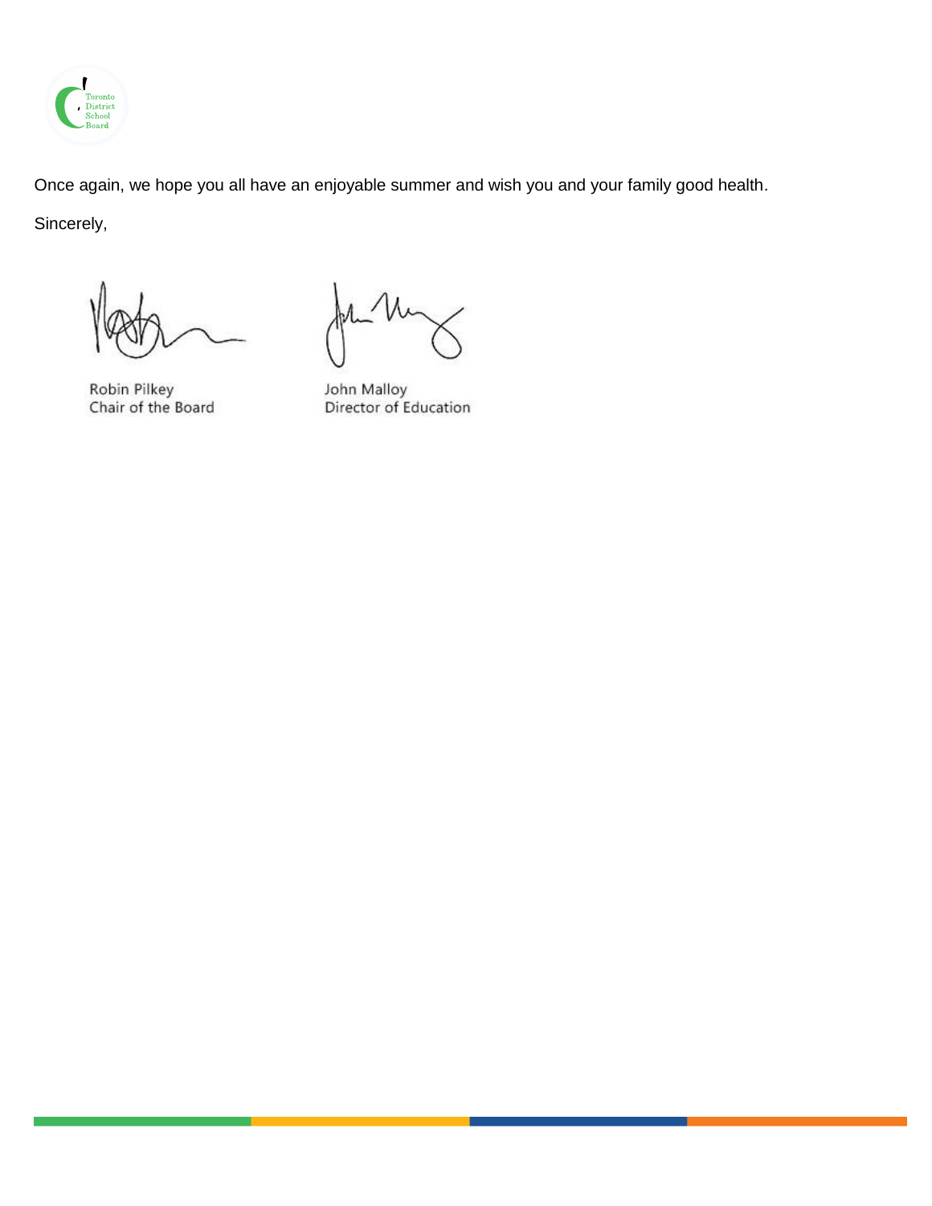Once again, we hope you all have an enjoyable summer and wish you and your family good health.

Sincerely,

Robin Pilkey
Chair of the Board

John Malloy
Director of Education